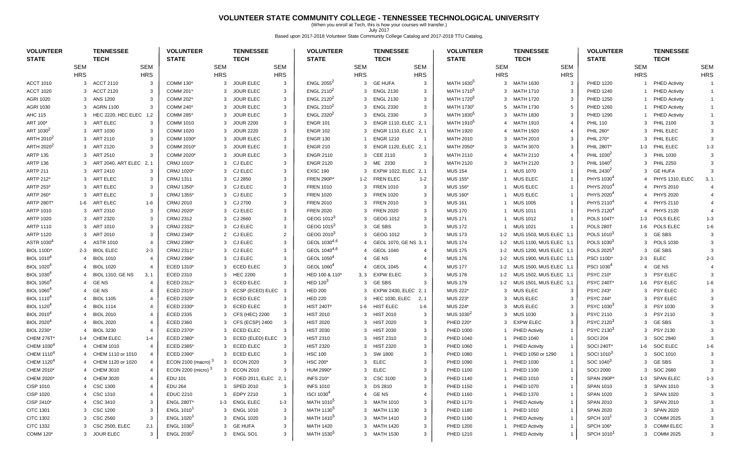# VOLUNTEER STATE COMMUNITY COLLEGE - TENNESSEE TECHNOLOGICAL UNIVERSITY

(When you enroll at Tech, this is how your courses will transfer.)

July 2017

Based upon 2017-2018 Volunteer State Community College Catalog and 2017-2018 TTU Catalog.

| VOLUNTEER STATE | SEM HRS | TENNESSEE TECH | SEM HRS |
|---|---|---|---|
| ACCT 1010 | 3 | ACCT 2110 | 3 |
| ACCT 1020 | 3 | ACCT 2120 | 3 |
| AGRI 1020 | 3 | ANS 1200 | 3 |
| AGRI 1030 | 3 | AGRN 1100 | 3 |
| AHC 115 | 3 | HEC 2220, HEC ELEC | 1,2 |
| ART 100* | 3 | ART ELEC | 3 |
| ART 1030[2] | 3 | ART 1030 | 3 |
| ARTH 2010[2] | 3 | ART 2110 | 3 |
| ARTH 2020[2] | 3 | ART 2120 | 3 |
| ARTP 135 | 3 | ART 2510 | 3 |
| ARTP 136 | 3 | ART 2040, ART ELEC | 2, 1 |
| ARTP 211 | 3 | ART 2410 | 3 |
| ARTP 212* | 3 | ART ELEC | 3 |
| ARTP 253* | 3 | ART ELEC | 3 |
| ARTP 260* | 3 | ART ELEC | 3 |
| ARTP 280T* | 1-6 | ART ELEC | 1-6 |
| ARTP 1010 | 3 | ART 2310 | 3 |
| ARTP 1020 | 3 | ART 2320 | 3 |
| ARTP 1110 | 3 | ART 1010 | 3 |
| ARTP 1120 | 3 | ART 2010 | 3 |
| ASTR 1030[4] | 4 | ASTR 1010 | 4 |
| BIOL 110D* | 2-3 | BIOL ELEC | 2-3 |
| BIOL 1010[4] | 4 | BIOL 1010 | 4 |
| BIOL 1020[4] | 4 | BIOL 1020 | 4 |
| BIOL 1030[4] | 4 | BIOL 1310, GE NS | 3, 1 |
| BIOL 1050[4] | 4 | GE NS | 4 |
| BIOL 1060[4] | 4 | GE NS | 4 |
| BIOL 1110[4] | 4 | BIOL 1105 | 4 |
| BIOL 1120[4] | 4 | BIOL 1114 | 4 |
| BIOL 2010[4] | 4 | BIOL 2010 | 4 |
| BIOL 2020[4] | 4 | BIOL 2020 | 4 |
| BIOL 2230* | 4 | BIOL 3230 | 4 |
| CHEM 276T* | 1-4 | CHEM ELEC | 1-4 |
| CHEM 1030[4] | 4 | CHEM 1010 | 4 |
| CHEM 1110[4] | 4 | CHEM 1110 or 1010 | 4 |
| CHEM 1120[4] | 4 | CHEM 1120 or 1020 | 4 |
| CHEM 2010* | 4 | CHEM 3010 | 4 |
| CHEM 2020* | 4 | CHEM 3020 | 4 |
| CISP 1010 | 4 | CSC 1300 | 4 |
| CISP 1020 | 4 | CSC 1310 | 4 |
| CISP 2410* | 4 | CSC 3410 | 3 |
| CITC 1301 | 3 | CSC 1200 | 3 |
| CITC 1302 | 3 | CSC 2560 | 3 |
| CITC 1332 | 3 | CSC 2500, ELEC | 2,1 |
| COMM 120* | 3 | JOUR ELEC | 3 |
| COMM 130* | 3 | JOUR ELEC | 3 |
| COMM 201* | 3 | JOUR ELEC | 3 |
| COMM 202* | 3 | JOUR ELEC | 3 |
| COMM 240* | 3 | JOUR ELEC | 3 |
| COMM 285* | 3 | JOUR ELEC | 3 |
| COMM 1010 | 3 | JOUR 2200 | 3 |
| COMM 1020 | 3 | JOUR 2220 | 3 |
| COMM 1030* | 3 | JOUR ELEC | 3 |
| COMM 2010* | 3 | JOUR ELEC | 3 |
| COMM 2020* | 3 | JOUR ELEC | 3 |
| CRMJ 1010* | 3 | CJ ELEC | 3 |
| CRMJ 1020* | 3 | CJ ELEC | 3 |
| CRMJ 1311 | 3 | CJ 2850 | 3 |
| CRMJ 1350* | 3 | CJ ELEC | 3 |
| CRMJ 1355* | 3 | CJ ELEC | 3 |
| CRMJ 2010 | 3 | CJ 2700 | 3 |
| CRMJ 2020* | 3 | CJ ELEC | 3 |
| CRMJ 2312 | 3 | CJ 2660 | 3 |
| CRMJ 2332* | 3 | CJ ELEC | 3 |
| CRMJ 2340* | 2 | CJ ELEC | 2 |
| CRMJ 2390* | 3 | CJ ELEC | 3 |
| CRMJ 2311* | 3 | CJ ELEC | 3 |
| CRMJ 2396* | 3 | CJ ELEC | 3 |
| ECED 1310* | 3 | ECED ELEC | 3 |
| ECED 2310 | 3 | HEC 2200 | 3 |
| ECED 2312* | 3 | ECED ELEC | 3 |
| ECED 2315* | 3 | ECSP (ECED) ELEC | 3 |
| ECED 2320* | 3 | ECED ELEC | 3 |
| ECED 2330* | 3 | ECED ELEC | 3 |
| ECED 2335 | 3 | CFS (HEC) 2200 | 3 |
| ECED 2360 | 3 | CFS (ECSP) 2400 | 3 |
| ECED 2370* | 3 | ECED ELEC | 3 |
| ECED 2380* | 3 | ECED (ELED) ELEC | 3 |
| ECED 2385* | 3 | ECED ELEC | 3 |
| ECED 2390* | 3 | ECED ELEC | 3 |
| ECON 2100 (macro)[3] | 3 | ECON 2020 | 3 |
| ECON 2200 (micro)[3] | 3 | ECON 2010 | 3 |
| EDU 101 | 3 | FOED 2011, ELEC | 2, 1 |
| EDU 264 | 3 | SPED 2010 | 3 |
| EDUC 2210 | 3 | EDPY 2210 | 3 |
| ENGL 280T* | 1-3 | ENGL ELEC | 1-3 |
| ENGL 1010[1] | 3 | ENGL 1010 | 3 |
| ENGL 1020[1] | 3 | ENGL 1020 | 3 |
| ENGL 1030[2] | 3 | GE HUFA | 3 |
| ENGL 2030[2] | 3 | ENGL SO1 | 3 |
| ENGL 2055[2] | 3 | GE HUFA | 3 |
| ENGL 2110[2] | 3 | ENGL 2130 | 3 |
| ENGL 2120[2] | 3 | ENGL 2130 | 3 |
| ENGL 2310[2] | 3 | ENGL 2330 | 3 |
| ENGL 2320[2] | 3 | ENGL 2330 | 3 |
| ENGR 101 | 3 | ENGR 1110, ELEC | 2, 1 |
| ENGR 102 | 3 | ENGR 1110, ELEC | 2, 1 |
| ENGR 130 | 1 | ENGR 1210 | 1 |
| ENGR 210 | 3 | ENGR 1120, ELEC | 2, 1 |
| ENGR 2110 | 3 | CEE 2110 | 3 |
| ENGR 2120 | 3 | ME 2330 | 3 |
| EXSC 190 | 3 | EXPW 1022, ELEC | 2, 1 |
| FREN 290P* | 1-2 | FREN ELEC | 1-2 |
| FREN 1010 | 3 | FREN 1010 | 3 |
| FREN 1020 | 3 | FREN 1020 | 3 |
| FREN 2010 | 3 | FREN 2010 | 3 |
| FREN 2020 | 3 | FREN 2020 | 3 |
| GEOG 1012[3] | 3 | GEOG 1012 | 3 |
| GEOG 1015[3] | 3 | GE SBS | 3 |
| GEOG 2010[3] | 3 | GEOG 1012 | 3 |
| GEOL 1030[4,6] | 4 | GEOL 1070, GE NS | 3, 1 |
| GEOL 1040[4,6] | 4 | GEOL 1040 | 4 |
| GEOL 1050[4] | 4 | GE NS | 4 |
| GEOL 1060[4] | 4 | GEOL 1045 | 4 |
| HED 100 & 110* | 3, 3 | EXPW ELEC | 3 |
| HED 120[3] | 3 | GE SBS | 3 |
| HED 200 | 3 | EXPW 2430, ELEC | 2, 1 |
| HED 220 | 3 | HEC 1030, ELEC | 2, 1 |
| HIST 240T* | 1-6 | HIST ELEC | 1-6 |
| HIST 2010 | 3 | HIST 2010 | 3 |
| HIST 2020 | 3 | HIST 2020 | 3 |
| HIST 2030 | 3 | HIST 2030 | 3 |
| HIST 2310 | 3 | HIST 2310 | 3 |
| HIST 2320 | 3 | HIST 2320 | 3 |
| HSC 100 | 3 | SW 1800 | 3 |
| HSC 200* | 3 | ELEC | 3 |
| HUM 2990* | 3 | ELEC | 3 |
| INFS 210* | 3 | CSC 3100 | 3 |
| INFS 1010 | 3 | DS 2810 | 3 |
| ISCI 1030[4] | 4 | GE NS | 4 |
| MATH 1010[5] | 3 | MATH 1010 | 3 |
| MATH 1130[5] | 3 | MATH 1130 | 3 |
| MATH 1410[5] | 3 | MATH 1410 | 3 |
| MATH 1420 | 3 | MATH 1420 | 3 |
| MATH 1530[5] | 3 | MATH 1530 | 3 |
| MATH 1630[5] | 3 | MATH 1630 | 3 |
| MATH 1710[5] | 3 | MATH 1710 | 3 |
| MATH 1720[5] | 3 | MATH 1720 | 3 |
| MATH 1730[5] | 5 | MATH 1730 | 5 |
| MATH 1830[5] | 3 | MATH 1830 | 3 |
| MATH 1910[5] | 4 | MATH 1910 | 4 |
| MATH 1920 | 4 | MATH 1920 | 4 |
| MATH 2010 | 3 | MATH 2010 | 3 |
| MATH 2050* | 3 | MATH 3070 | 3 |
| MATH 2110 | 4 | MATH 2110 | 4 |
| MATH 2120 | 3 | MATH 2120 | 3 |
| MUS 154 | 1 | MUS 1070 | 1 |
| MUS 155* | 1 | MUS ELEC | 1 |
| MUS 156* | 1 | MUS ELEC | 1 |
| MUS 160* | 1 | MUS ELEC | 1 |
| MUS 161 | 1 | MUS 1005 | 1 |
| MUS 170 | 1 | MUS 1011 | 1 |
| MUS 171 | 1 | MUS 1012 | 1 |
| MUS 172 | 1 | MUS 1021 | 1 |
| MUS 173 | 1-2 | MUS 1503, MUS ELEC | 1,1 |
| MUS 174 | 1-2 | MUS 1100, MUS ELEC | 1,1 |
| MUS 175 | 1-2 | MUS 1200, MUS ELEC | 1,1 |
| MUS 176 | 1-2 | MUS 1900, MUS ELEC | 1,1 |
| MUS 177 | 1-2 | MUS 1500, MUS ELEC | 1,1 |
| MUS 178 | 1-2 | MUS 1502, MUS ELEC | 1,1 |
| MUS 179 | 1-2 | MUS 1501, MUS ELEC | 1,1 |
| MUS 222* | 3 | MUS ELEC | 3 |
| MUS 223* | 3 | MUS ELEC | 3 |
| MUS 224* | 3 | MUS ELEC | 3 |
| MUS 1030[2] | 3 | MUS 1030 | 3 |
| PHED 220* | 3 | EXPW ELEC | 3 |
| PHED 1000 | 1 | PHED Activity | 1 |
| PHED 1040 | 1 | PHED 1040 | 1 |
| PHED 1060 | 1 | PHED Activity | 1 |
| PHED 1080 | 1 | PHED 1050 or 1290 | 1 |
| PHED 1090 | 1 | PHED 1030 | 1 |
| PHED 1100 | 1 | PHED 1100 | 1 |
| PHED 1140 | 1 | PHED 1010 | 1 |
| PHED 1150 | 1 | PHED 1070 | 1 |
| PHED 1160 | 1 | PHED 1370 | 1 |
| PHED 1170 | 1 | PHED Activity | 1 |
| PHED 1180 | 1 | PHED 1010 | 1 |
| PHED 1190 | 1 | PHED Activity | 1 |
| PHED 1200 | 1 | PHED Activity | 1 |
| PHED 1210 | 1 | PHED Activity | 1 |
| PHED 1220 | 1 | PHED Activity | 1 |
| PHED 1240 | 1 | PHED Activity | 1 |
| PHED 1250 | 1 | PHED Activity | 1 |
| PHED 1260 | 1 | PHED Activity | 1 |
| PHED 1290 | 1 | PHED Activity | 1 |
| PHIL 110 | 3 | PHIL 2100 | 3 |
| PHIL 260* | 3 | PHIL ELEC | 3 |
| PHIL 270* | 3 | PHIL ELEC | 3 |
| PHIL 280T* | 1-3 | PHIL ELEC | 1-3 |
| PHIL 1030[2] | 3 | PHIL 1030 | 3 |
| PHIL 1040[2] | 3 | PHIL 2250 | 3 |
| PHIL 2430[2] | 3 | GE HUFA | 3 |
| PHYS 1030[4] | 4 | PHYS 1310, ELEC | 3, 1 |
| PHYS 2010[4] | 4 | PHYS 2010 | 4 |
| PHYS 2020[4] | 4 | PHYS 2020 | 4 |
| PHYS 2110[4] | 4 | PHYS 2110 | 4 |
| PHYS 2120[4] | 4 | PHYS 2120 | 4 |
| POLS 104T* | 1-3 | POLS ELEC | 1-3 |
| POLS 280T | 1-6 | POLS ELEC | 1-6 |
| POLS 1010[3] | 3 | GE SBS | 3 |
| POLS 1030[3] | 3 | POLS 1030 | 3 |
| POLS 2025[3] | 3 | GE SBS | 3 |
| PSCI 110D* | 2-3 | ELEC | 2-3 |
| PSCI 1030[4] | 4 | GE NS | 4 |
| PSYC 210* | 3 | PSY ELEC | 3 |
| PSYC 240T* | 1-6 | PSY ELEC | 1-6 |
| PSYC 243* | 3 | PSY ELEC | 3 |
| PSYC 244* | 3 | PSY ELEC | 3 |
| PSYC 1030[3] | 3 | PSY 1030 | 3 |
| PSYC 2110 | 3 | PSY 2110 | 3 |
| PSYC 2120[3] | 3 | GE SBS | 3 |
| PSYC 2130[3] | 3 | PSY 2130 | 3 |
| SOCI 204 | 3 | SOC 2840 | 3 |
| SOCI 240T* | 1-6 | SOC ELEC | 1-6 |
| SOCI 1010[3] | 3 | SOC 1010 | 3 |
| SOC 1040[3] | 3 | GE SBS | 3 |
| SOCI 2000 | 3 | SOC 2660 | 3 |
| SPAN 290P* | 1-3 | SPAN ELEC | 1-3 |
| SPAN 1010 | 3 | SPAN 1010 | 3 |
| SPAN 1020 | 3 | SPAN 1020 | 3 |
| SPAN 2010 | 3 | SPAN 2010 | 3 |
| SPAN 2020 | 3 | SPAN 2020 | 3 |
| SPCH 103[1] | 3 | COMM 2025 | 3 |
| SPCH 106* | 3 | COMM ELEC | 3 |
| SPCH 1010[1] | 3 | COMM 2025 | 3 |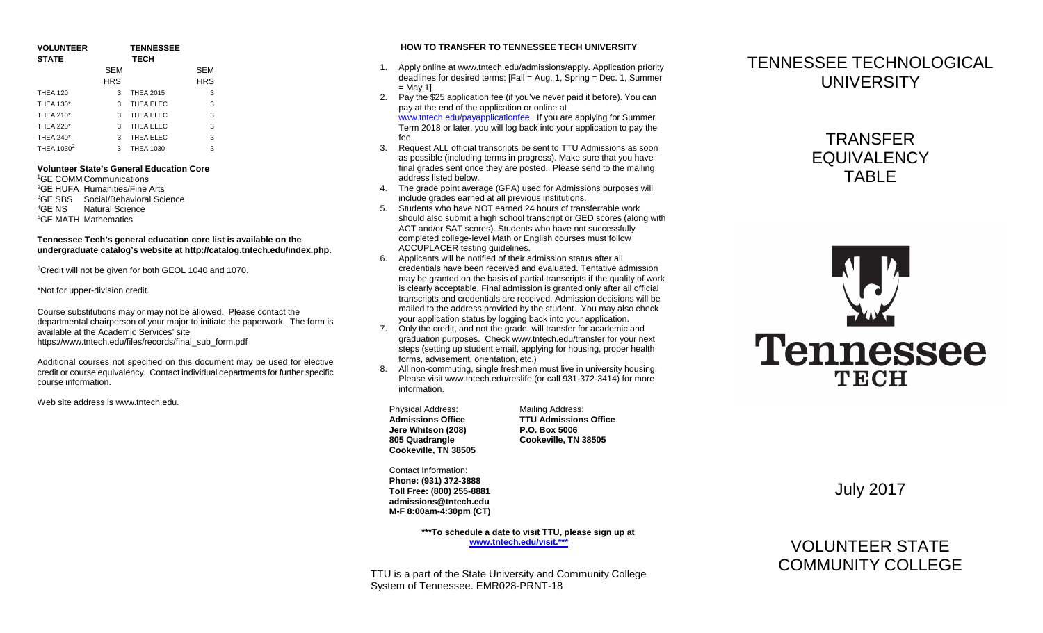| VOLUNTEER STATE | SEM HRS | TENNESSEE TECH | SEM HRS |
|---|---|---|---|
| THEA 120 | 3 | THEA 2015 | 3 |
| THEA 130* | 3 | THEA ELEC | 3 |
| THEA 210* | 3 | THEA ELEC | 3 |
| THEA 220* | 3 | THEA ELEC | 3 |
| THEA 240* | 3 | THEA ELEC | 3 |
| THEA 1030[2] | 3 | THEA 1030 | 3 |

**Volunteer State's General Education Core**

[1]GE COMM Communications
[2]GE HUFA Humanities/Fine Arts
[3]GE SBS Social/Behavioral Science
[4]GE NS Natural Science
[5]GE MATH Mathematics

**Tennessee Tech's general education core list is available on the undergraduate catalog's website at http://catalog.tntech.edu/index.php.**

[6]Credit will not be given for both GEOL 1040 and 1070.

*Not for upper-division credit.

Course substitutions may or may not be allowed. Please contact the departmental chairperson of your major to initiate the paperwork. The form is available at the Academic Services' site https://www.tntech.edu/files/records/final_sub_form.pdf

Additional courses not specified on this document may be used for elective credit or course equivalency. Contact individual departments for further specific course information.

Web site address is www.tntech.edu.

**HOW TO TRANSFER TO TENNESSEE TECH UNIVERSITY**

1. Apply online at www.tntech.edu/admissions/apply. Application priority deadlines for desired terms: [Fall = Aug. 1, Spring = Dec. 1, Summer = May 1]
2. Pay the $25 application fee (if you've never paid it before). You can pay at the end of the application or online at www.tntech.edu/payapplicationfee. If you are applying for Summer Term 2018 or later, you will log back into your application to pay the fee.
3. Request ALL official transcripts be sent to TTU Admissions as soon as possible (including terms in progress). Make sure that you have final grades sent once they are posted. Please send to the mailing address listed below.
4. The grade point average (GPA) used for Admissions purposes will include grades earned at all previous institutions.
5. Students who have NOT earned 24 hours of transferrable work should also submit a high school transcript or GED scores (along with ACT and/or SAT scores). Students who have not successfully completed college-level Math or English courses must follow ACCUPLACER testing guidelines.
6. Applicants will be notified of their admission status after all credentials have been received and evaluated. Tentative admission may be granted on the basis of partial transcripts if the quality of work is clearly acceptable. Final admission is granted only after all official transcripts and credentials are received. Admission decisions will be mailed to the address provided by the student. You may also check your application status by logging back into your application.
7. Only the credit, and not the grade, will transfer for academic and graduation purposes. Check www.tntech.edu/transfer for your next steps (setting up student email, applying for housing, proper health forms, advisement, orientation, etc.)
8. All non-commuting, single freshmen must live in university housing. Please visit www.tntech.edu/reslife (or call 931-372-3414) for more information.

Physical Address:
**Admissions Office**
**Jere Whitson (208)**
**805 Quadrangle**
**Cookeville, TN 38505**

Mailing Address:
**TTU Admissions Office**
**P.O. Box 5006**
**Cookeville, TN 38505**

Contact Information:
**Phone: (931) 372-3888**
**Toll Free: (800) 255-8881**
**admissions@tntech.edu**
**M-F 8:00am-4:30pm (CT)**

**\*\*\*To schedule a date to visit TTU, please sign up at www.tntech.edu/visit.\*\*\***

TTU is a part of the State University and Community College System of Tennessee. EMR028-PRNT-18

# TENNESSEE TECHNOLOGICAL UNIVERSITY

## TRANSFER EQUIVALENCY TABLE

Tennessee TECH

July 2017

## VOLUNTEER STATE COMMUNITY COLLEGE